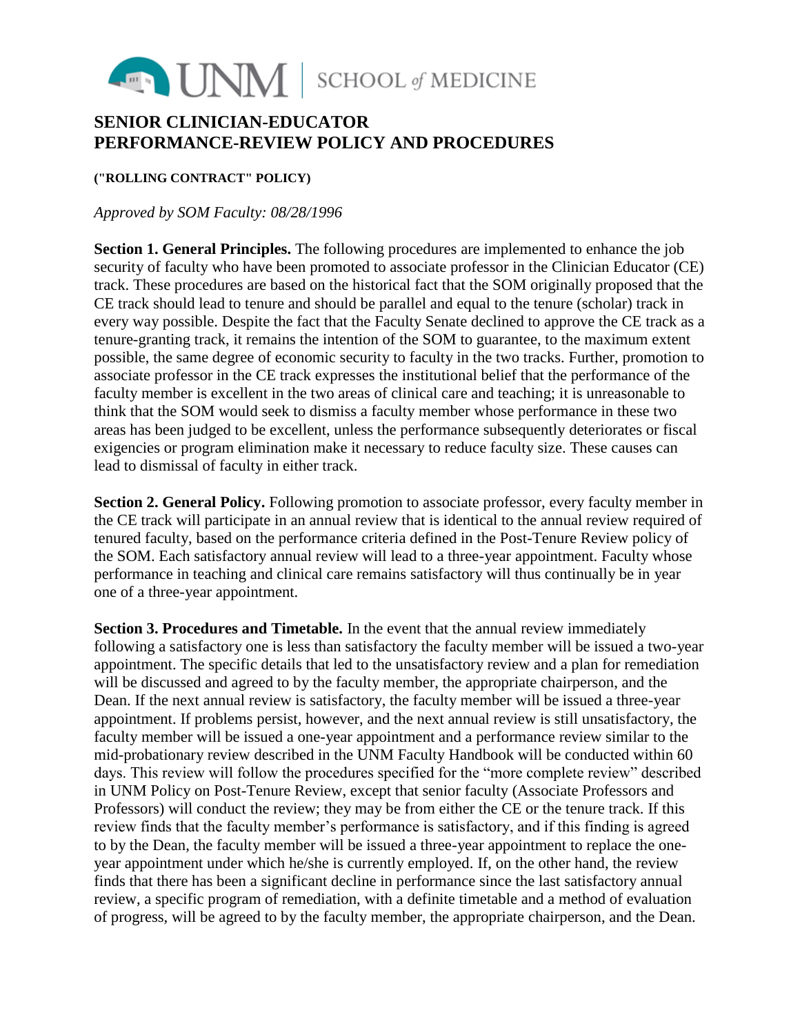# SENIOR CLINICIAN-EDUCATOR PERFORMANCE-REVIEW POLICY AND PROCEDURES

**("ROLLING CONTRACT" POLICY)**

*Approved by SOM Faculty: 08/28/1996*

**Section 1. General Principles.** The following procedures are implemented to enhance the job security of faculty who have been promoted to associate professor in the Clinician Educator (CE) track. These procedures are based on the historical fact that the SOM originally proposed that the CE track should lead to tenure and should be parallel and equal to the tenure (scholar) track in every way possible. Despite the fact that the Faculty Senate declined to approve the CE track as a tenure-granting track, it remains the intention of the SOM to guarantee, to the maximum extent possible, the same degree of economic security to faculty in the two tracks. Further, promotion to associate professor in the CE track expresses the institutional belief that the performance of the faculty member is excellent in the two areas of clinical care and teaching; it is unreasonable to think that the SOM would seek to dismiss a faculty member whose performance in these two areas has been judged to be excellent, unless the performance subsequently deteriorates or fiscal exigencies or program elimination make it necessary to reduce faculty size. These causes can lead to dismissal of faculty in either track.

**Section 2. General Policy.** Following promotion to associate professor, every faculty member in the CE track will participate in an annual review that is identical to the annual review required of tenured faculty, based on the performance criteria defined in the Post-Tenure Review policy of the SOM. Each satisfactory annual review will lead to a three-year appointment. Faculty whose performance in teaching and clinical care remains satisfactory will thus continually be in year one of a three-year appointment.

**Section 3. Procedures and Timetable.** In the event that the annual review immediately following a satisfactory one is less than satisfactory the faculty member will be issued a two-year appointment. The specific details that led to the unsatisfactory review and a plan for remediation will be discussed and agreed to by the faculty member, the appropriate chairperson, and the Dean. If the next annual review is satisfactory, the faculty member will be issued a three-year appointment. If problems persist, however, and the next annual review is still unsatisfactory, the faculty member will be issued a one-year appointment and a performance review similar to the mid-probationary review described in the UNM Faculty Handbook will be conducted within 60 days. This review will follow the procedures specified for the "more complete review" described in UNM Policy on Post-Tenure Review, except that senior faculty (Associate Professors and Professors) will conduct the review; they may be from either the CE or the tenure track. If this review finds that the faculty member's performance is satisfactory, and if this finding is agreed to by the Dean, the faculty member will be issued a three-year appointment to replace the one-year appointment under which he/she is currently employed. If, on the other hand, the review finds that there has been a significant decline in performance since the last satisfactory annual review, a specific program of remediation, with a definite timetable and a method of evaluation of progress, will be agreed to by the faculty member, the appropriate chairperson, and the Dean.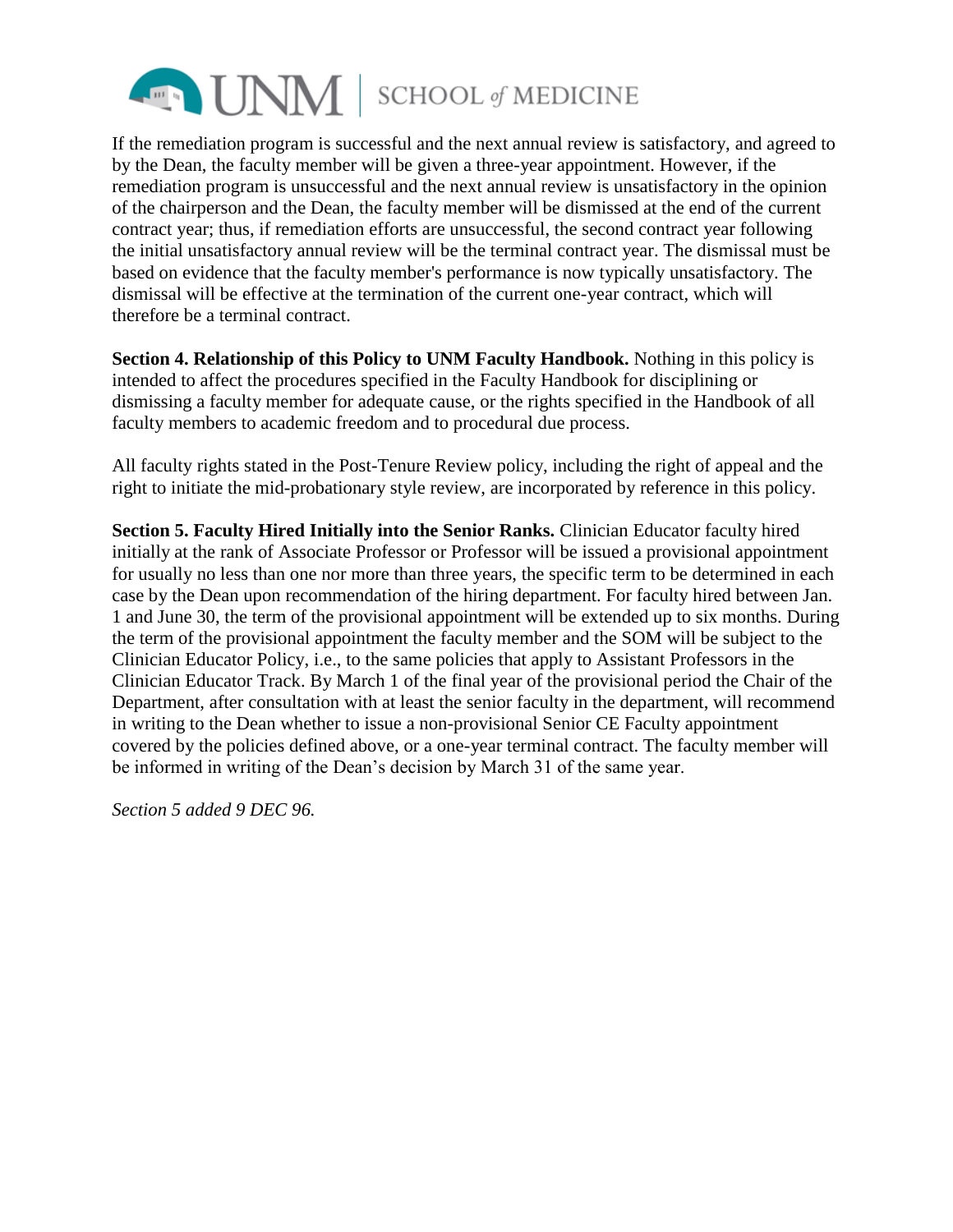If the remediation program is successful and the next annual review is satisfactory, and agreed to by the Dean, the faculty member will be given a three-year appointment. However, if the remediation program is unsuccessful and the next annual review is unsatisfactory in the opinion of the chairperson and the Dean, the faculty member will be dismissed at the end of the current contract year; thus, if remediation efforts are unsuccessful, the second contract year following the initial unsatisfactory annual review will be the terminal contract year. The dismissal must be based on evidence that the faculty member's performance is now typically unsatisfactory. The dismissal will be effective at the termination of the current one-year contract, which will therefore be a terminal contract.

**Section 4. Relationship of this Policy to UNM Faculty Handbook.** Nothing in this policy is intended to affect the procedures specified in the Faculty Handbook for disciplining or dismissing a faculty member for adequate cause, or the rights specified in the Handbook of all faculty members to academic freedom and to procedural due process.

All faculty rights stated in the Post-Tenure Review policy, including the right of appeal and the right to initiate the mid-probationary style review, are incorporated by reference in this policy.

**Section 5. Faculty Hired Initially into the Senior Ranks.** Clinician Educator faculty hired initially at the rank of Associate Professor or Professor will be issued a provisional appointment for usually no less than one nor more than three years, the specific term to be determined in each case by the Dean upon recommendation of the hiring department. For faculty hired between Jan. 1 and June 30, the term of the provisional appointment will be extended up to six months. During the term of the provisional appointment the faculty member and the SOM will be subject to the Clinician Educator Policy, i.e., to the same policies that apply to Assistant Professors in the Clinician Educator Track. By March 1 of the final year of the provisional period the Chair of the Department, after consultation with at least the senior faculty in the department, will recommend in writing to the Dean whether to issue a non-provisional Senior CE Faculty appointment covered by the policies defined above, or a one-year terminal contract. The faculty member will be informed in writing of the Dean's decision by March 31 of the same year.

*Section 5 added 9 DEC 96.*